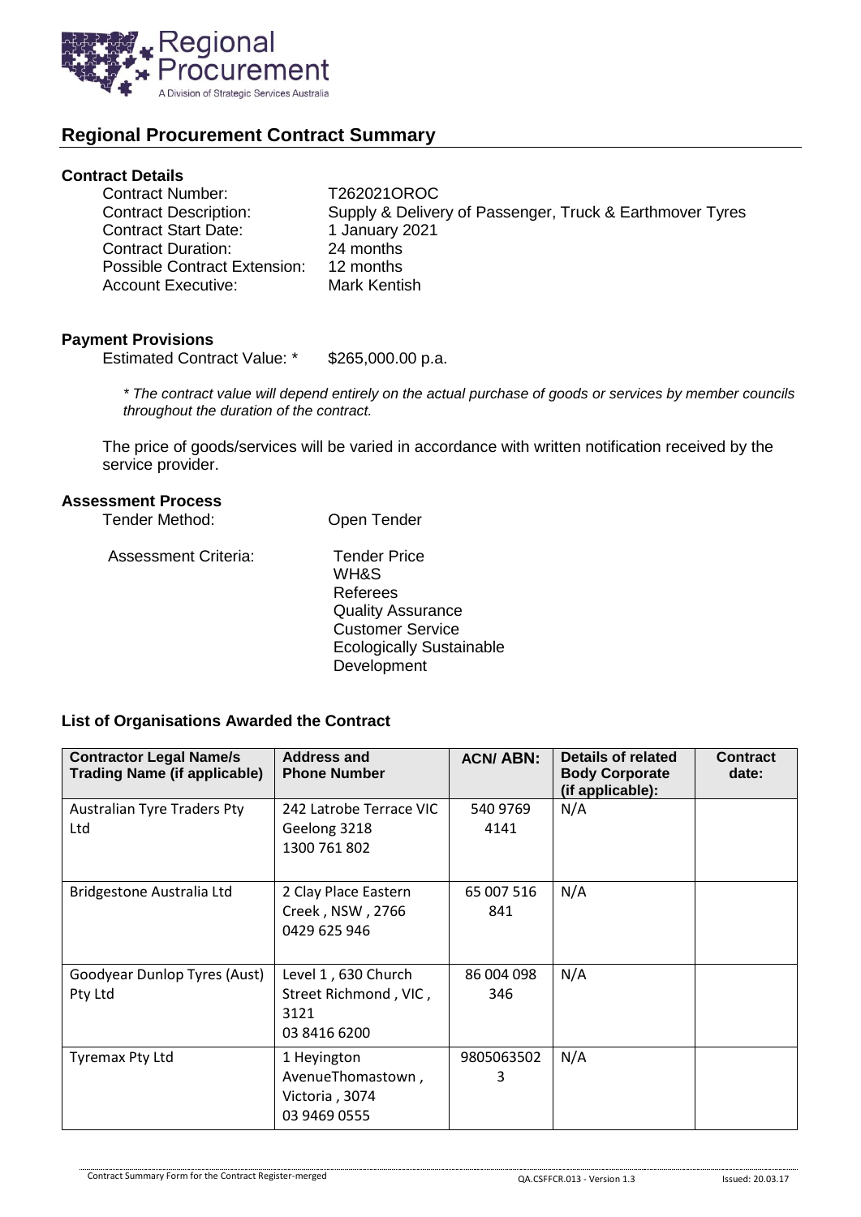## Regional Procurement Contract Summary

### Contract Details

| | |
|---|---|
| Contract Number: | T262021OROC |
| Contract Description: | Supply & Delivery of Passenger, Truck & Earthmover Tyres |
| Contract Start Date: | 1 January 2021 |
| Contract Duration: | 24 months |
| Possible Contract Extension: | 12 months |
| Account Executive: | Mark Kentish |

### Payment Provisions

Estimated Contract Value: * $265,000.00 p.a.

*\* The contract value will depend entirely on the actual purchase of goods or services by member councils throughout the duration of the contract.*

The price of goods/services will be varied in accordance with written notification received by the service provider.

### Assessment Process

Tender Method: Open Tender

Assessment Criteria:
- Tender Price
- WH&S
- Referees
- Quality Assurance
- Customer Service
- Ecologically Sustainable Development

### List of Organisations Awarded the Contract

| Contractor Legal Name/s Trading Name (if applicable) | Address and Phone Number | ACN/ ABN: | Details of related Body Corporate (if applicable): | Contract date: |
|---|---|---|---|---|
| Australian Tyre Traders Pty Ltd | 242 Latrobe Terrace VIC Geelong 3218 1300 761 802 | 540 9769 4141 | N/A | |
| Bridgestone Australia Ltd | 2 Clay Place Eastern Creek , NSW , 2766 0429 625 946 | 65 007 516 841 | N/A | |
| Goodyear Dunlop Tyres (Aust) Pty Ltd | Level 1 , 630 Church Street Richmond , VIC , 3121 03 8416 6200 | 86 004 098 346 | N/A | |
| Tyremax Pty Ltd | 1 Heyington AvenueThomastown , Victoria , 3074 03 9469 0555 | 98050635023 | N/A | |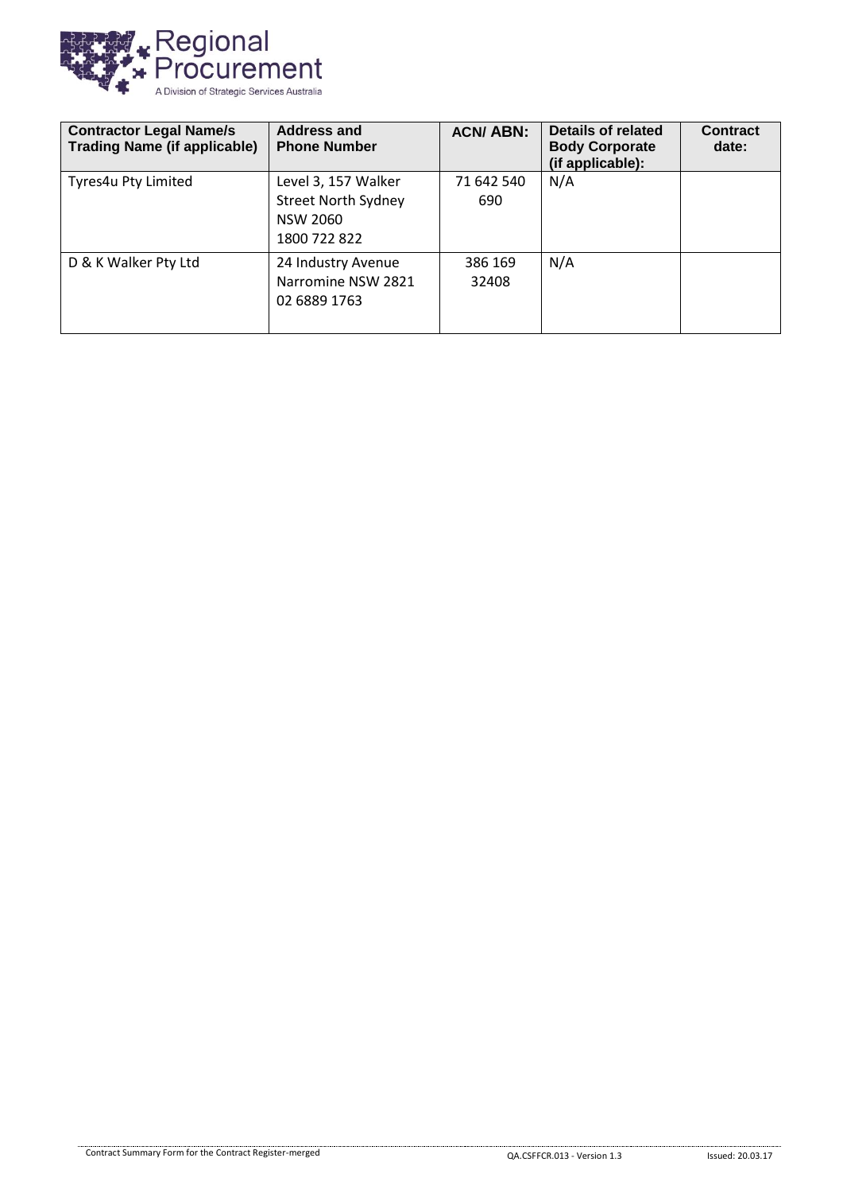| Contractor Legal Name/s Trading Name (if applicable) | Address and Phone Number | ACN/ ABN: | Details of related Body Corporate (if applicable): | Contract date: |
|---|---|---|---|---|
| Tyres4u Pty Limited | Level 3, 157 Walker Street North Sydney NSW 2060 1800 722 822 | 71 642 540 690 | N/A | |
| D & K Walker Pty Ltd | 24 Industry Avenue Narromine NSW 2821 02 6889 1763 | 386 169 32408 | N/A | |